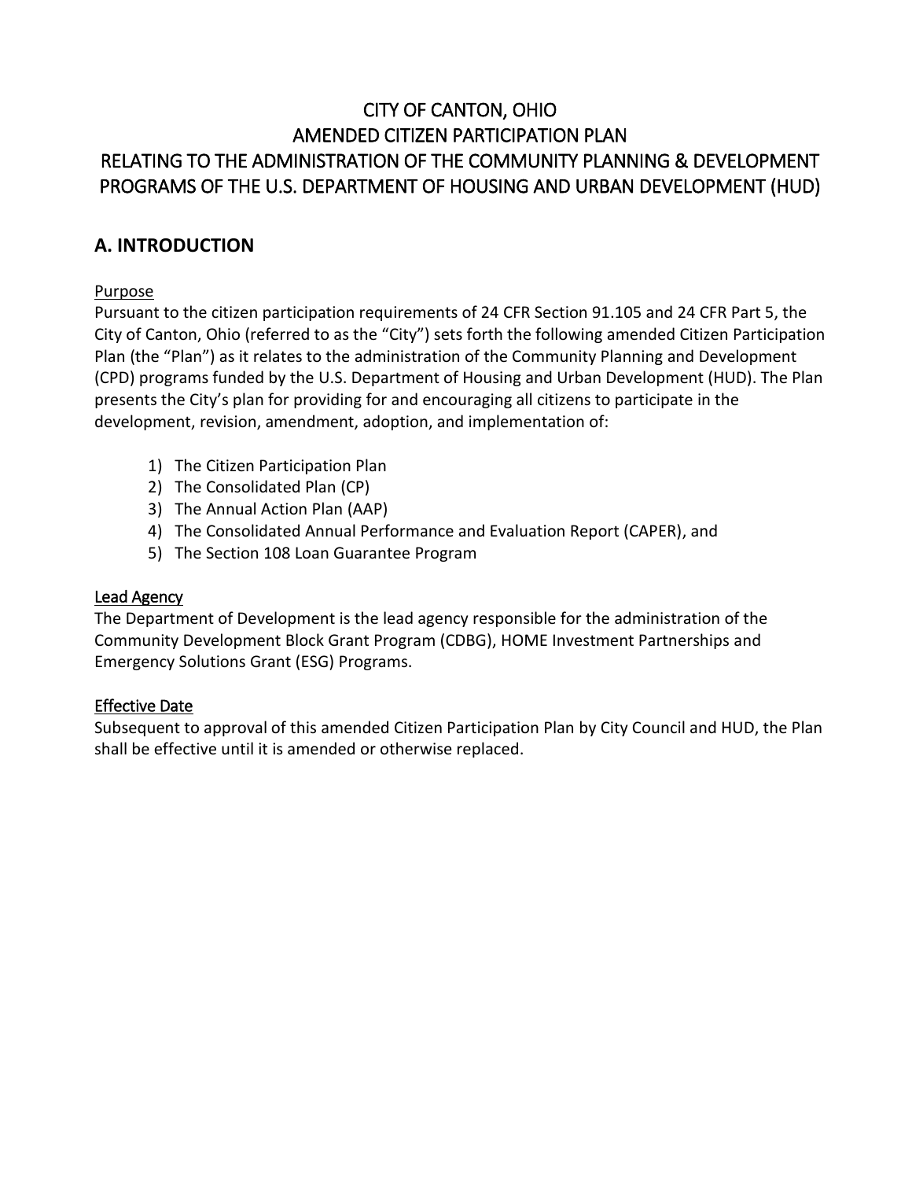# CITY OF CANTON, OHIO
# AMENDED CITIZEN PARTICIPATION PLAN
# RELATING TO THE ADMINISTRATION OF THE COMMUNITY PLANNING & DEVELOPMENT PROGRAMS OF THE U.S. DEPARTMENT OF HOUSING AND URBAN DEVELOPMENT (HUD)

## A. INTRODUCTION

Purpose

Pursuant to the citizen participation requirements of 24 CFR Section 91.105 and 24 CFR Part 5, the City of Canton, Ohio (referred to as the "City") sets forth the following amended Citizen Participation Plan (the "Plan") as it relates to the administration of the Community Planning and Development (CPD) programs funded by the U.S. Department of Housing and Urban Development (HUD). The Plan presents the City's plan for providing for and encouraging all citizens to participate in the development, revision, amendment, adoption, and implementation of:

1) The Citizen Participation Plan
2) The Consolidated Plan (CP)
3) The Annual Action Plan (AAP)
4) The Consolidated Annual Performance and Evaluation Report (CAPER), and
5) The Section 108 Loan Guarantee Program

Lead Agency

The Department of Development is the lead agency responsible for the administration of the Community Development Block Grant Program (CDBG), HOME Investment Partnerships and Emergency Solutions Grant (ESG) Programs.

Effective Date

Subsequent to approval of this amended Citizen Participation Plan by City Council and HUD, the Plan shall be effective until it is amended or otherwise replaced.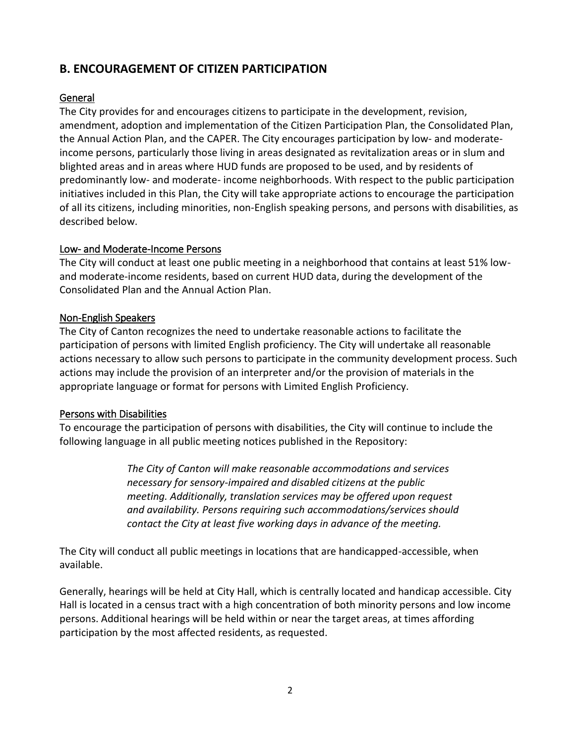## B. ENCOURAGEMENT OF CITIZEN PARTICIPATION

### General

The City provides for and encourages citizens to participate in the development, revision, amendment, adoption and implementation of the Citizen Participation Plan, the Consolidated Plan, the Annual Action Plan, and the CAPER. The City encourages participation by low- and moderate-income persons, particularly those living in areas designated as revitalization areas or in slum and blighted areas and in areas where HUD funds are proposed to be used, and by residents of predominantly low- and moderate- income neighborhoods. With respect to the public participation initiatives included in this Plan, the City will take appropriate actions to encourage the participation of all its citizens, including minorities, non-English speaking persons, and persons with disabilities, as described below.

### Low- and Moderate-Income Persons

The City will conduct at least one public meeting in a neighborhood that contains at least 51% low- and moderate-income residents, based on current HUD data, during the development of the Consolidated Plan and the Annual Action Plan.

### Non-English Speakers

The City of Canton recognizes the need to undertake reasonable actions to facilitate the participation of persons with limited English proficiency. The City will undertake all reasonable actions necessary to allow such persons to participate in the community development process. Such actions may include the provision of an interpreter and/or the provision of materials in the appropriate language or format for persons with Limited English Proficiency.

### Persons with Disabilities

To encourage the participation of persons with disabilities, the City will continue to include the following language in all public meeting notices published in the Repository:

> *The City of Canton will make reasonable accommodations and services necessary for sensory-impaired and disabled citizens at the public meeting. Additionally, translation services may be offered upon request and availability. Persons requiring such accommodations/services should contact the City at least five working days in advance of the meeting.*

The City will conduct all public meetings in locations that are handicapped-accessible, when available.

Generally, hearings will be held at City Hall, which is centrally located and handicap accessible. City Hall is located in a census tract with a high concentration of both minority persons and low income persons. Additional hearings will be held within or near the target areas, at times affording participation by the most affected residents, as requested.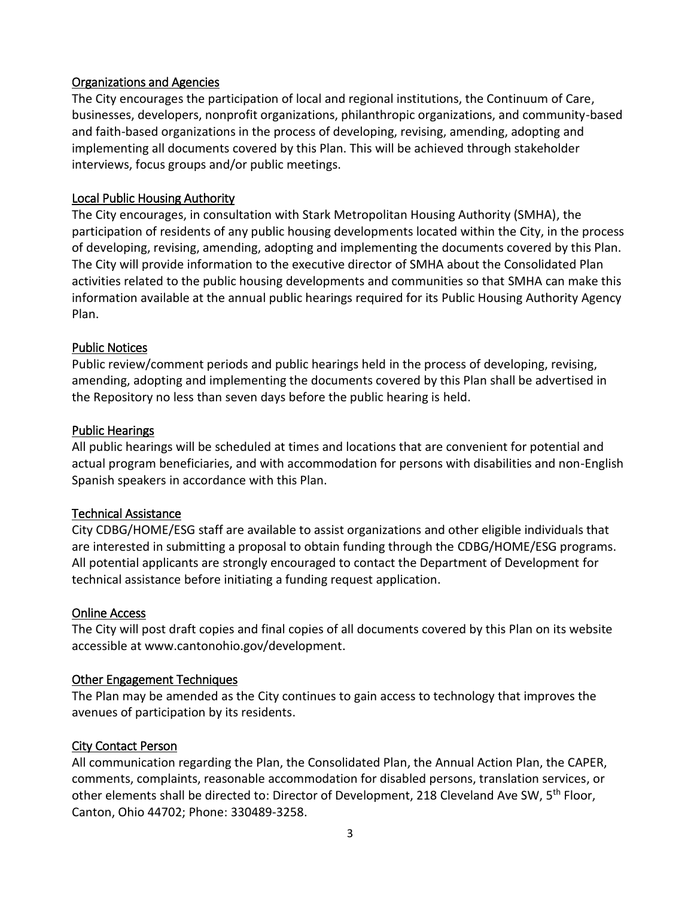## Organizations and Agencies

The City encourages the participation of local and regional institutions, the Continuum of Care, businesses, developers, nonprofit organizations, philanthropic organizations, and community-based and faith-based organizations in the process of developing, revising, amending, adopting and implementing all documents covered by this Plan. This will be achieved through stakeholder interviews, focus groups and/or public meetings.

## Local Public Housing Authority

The City encourages, in consultation with Stark Metropolitan Housing Authority (SMHA), the participation of residents of any public housing developments located within the City, in the process of developing, revising, amending, adopting and implementing the documents covered by this Plan. The City will provide information to the executive director of SMHA about the Consolidated Plan activities related to the public housing developments and communities so that SMHA can make this information available at the annual public hearings required for its Public Housing Authority Agency Plan.

## Public Notices

Public review/comment periods and public hearings held in the process of developing, revising, amending, adopting and implementing the documents covered by this Plan shall be advertised in the Repository no less than seven days before the public hearing is held.

## Public Hearings

All public hearings will be scheduled at times and locations that are convenient for potential and actual program beneficiaries, and with accommodation for persons with disabilities and non-English Spanish speakers in accordance with this Plan.

## Technical Assistance

City CDBG/HOME/ESG staff are available to assist organizations and other eligible individuals that are interested in submitting a proposal to obtain funding through the CDBG/HOME/ESG programs. All potential applicants are strongly encouraged to contact the Department of Development for technical assistance before initiating a funding request application.

## Online Access

The City will post draft copies and final copies of all documents covered by this Plan on its website accessible at www.cantonohio.gov/development.

## Other Engagement Techniques

The Plan may be amended as the City continues to gain access to technology that improves the avenues of participation by its residents.

## City Contact Person

All communication regarding the Plan, the Consolidated Plan, the Annual Action Plan, the CAPER, comments, complaints, reasonable accommodation for disabled persons, translation services, or other elements shall be directed to: Director of Development, 218 Cleveland Ave SW, 5th Floor, Canton, Ohio 44702; Phone: 330489-3258.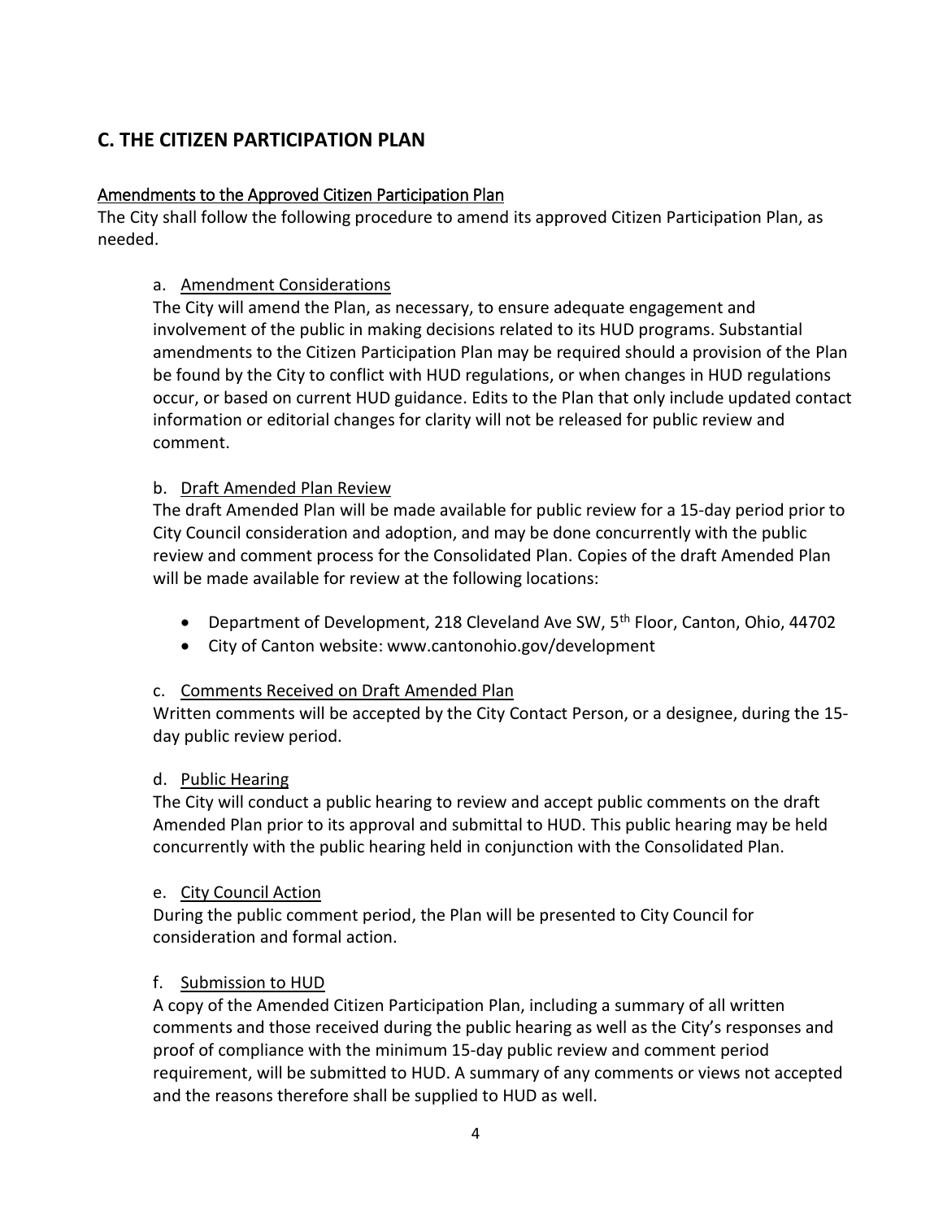## C. THE CITIZEN PARTICIPATION PLAN

<u>Amendments to the Approved Citizen Participation Plan</u>

The City shall follow the following procedure to amend its approved Citizen Participation Plan, as needed.

a. <u>Amendment Considerations</u>

The City will amend the Plan, as necessary, to ensure adequate engagement and involvement of the public in making decisions related to its HUD programs. Substantial amendments to the Citizen Participation Plan may be required should a provision of the Plan be found by the City to conflict with HUD regulations, or when changes in HUD regulations occur, or based on current HUD guidance. Edits to the Plan that only include updated contact information or editorial changes for clarity will not be released for public review and comment.

b. <u>Draft Amended Plan Review</u>

The draft Amended Plan will be made available for public review for a 15-day period prior to City Council consideration and adoption, and may be done concurrently with the public review and comment process for the Consolidated Plan. Copies of the draft Amended Plan will be made available for review at the following locations:

- Department of Development, 218 Cleveland Ave SW, 5th Floor, Canton, Ohio, 44702
- City of Canton website: www.cantonohio.gov/development

c. <u>Comments Received on Draft Amended Plan</u>

Written comments will be accepted by the City Contact Person, or a designee, during the 15-day public review period.

d. <u>Public Hearing</u>

The City will conduct a public hearing to review and accept public comments on the draft Amended Plan prior to its approval and submittal to HUD. This public hearing may be held concurrently with the public hearing held in conjunction with the Consolidated Plan.

e. <u>City Council Action</u>

During the public comment period, the Plan will be presented to City Council for consideration and formal action.

f. <u>Submission to HUD</u>

A copy of the Amended Citizen Participation Plan, including a summary of all written comments and those received during the public hearing as well as the City's responses and proof of compliance with the minimum 15-day public review and comment period requirement, will be submitted to HUD. A summary of any comments or views not accepted and the reasons therefore shall be supplied to HUD as well.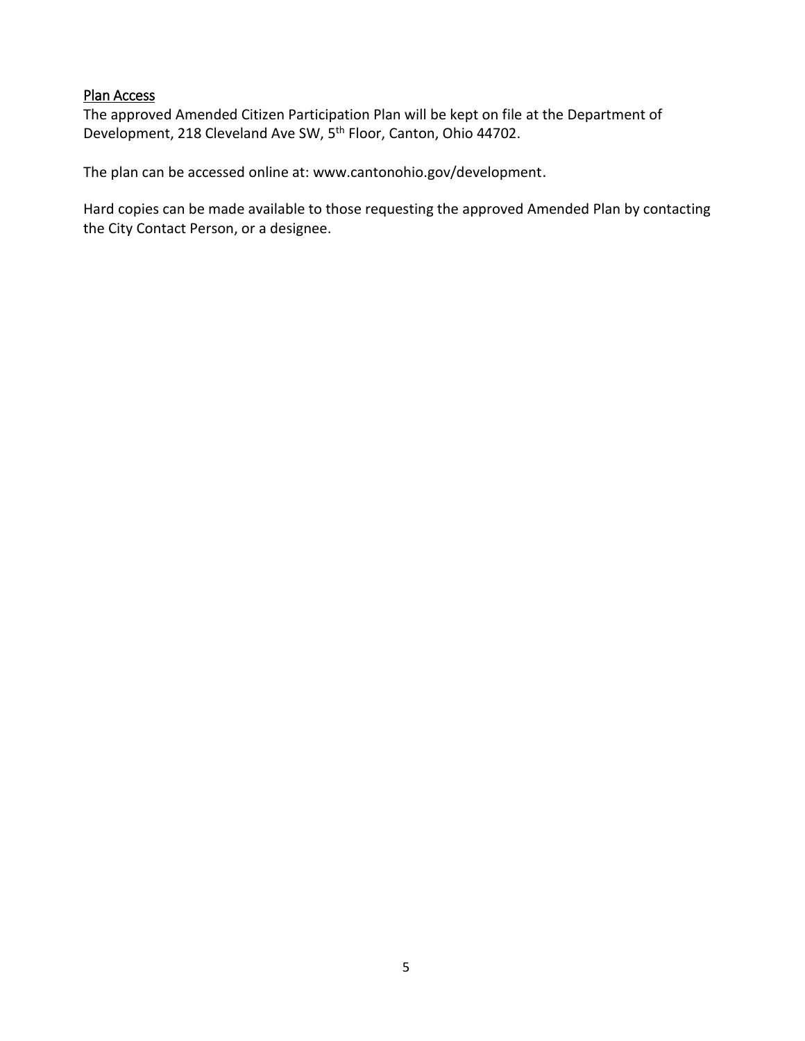## Plan Access

The approved Amended Citizen Participation Plan will be kept on file at the Department of Development, 218 Cleveland Ave SW, 5th Floor, Canton, Ohio 44702.

The plan can be accessed online at: www.cantonohio.gov/development.

Hard copies can be made available to those requesting the approved Amended Plan by contacting the City Contact Person, or a designee.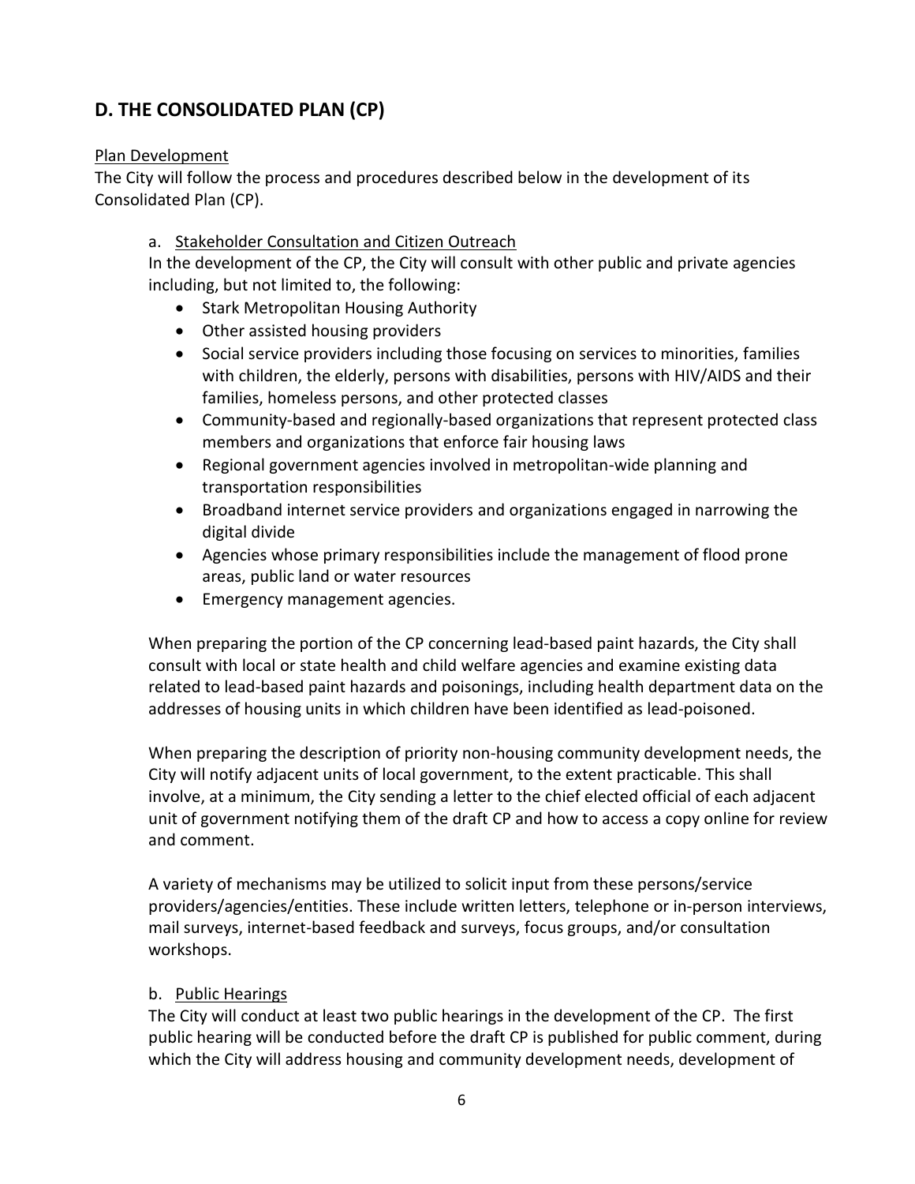## D. THE CONSOLIDATED PLAN (CP)

Plan Development

The City will follow the process and procedures described below in the development of its Consolidated Plan (CP).

a. Stakeholder Consultation and Citizen Outreach

In the development of the CP, the City will consult with other public and private agencies including, but not limited to, the following:

- Stark Metropolitan Housing Authority
- Other assisted housing providers
- Social service providers including those focusing on services to minorities, families with children, the elderly, persons with disabilities, persons with HIV/AIDS and their families, homeless persons, and other protected classes
- Community-based and regionally-based organizations that represent protected class members and organizations that enforce fair housing laws
- Regional government agencies involved in metropolitan-wide planning and transportation responsibilities
- Broadband internet service providers and organizations engaged in narrowing the digital divide
- Agencies whose primary responsibilities include the management of flood prone areas, public land or water resources
- Emergency management agencies.

When preparing the portion of the CP concerning lead-based paint hazards, the City shall consult with local or state health and child welfare agencies and examine existing data related to lead-based paint hazards and poisonings, including health department data on the addresses of housing units in which children have been identified as lead-poisoned.

When preparing the description of priority non-housing community development needs, the City will notify adjacent units of local government, to the extent practicable. This shall involve, at a minimum, the City sending a letter to the chief elected official of each adjacent unit of government notifying them of the draft CP and how to access a copy online for review and comment.

A variety of mechanisms may be utilized to solicit input from these persons/service providers/agencies/entities. These include written letters, telephone or in-person interviews, mail surveys, internet-based feedback and surveys, focus groups, and/or consultation workshops.

b. Public Hearings

The City will conduct at least two public hearings in the development of the CP. The first public hearing will be conducted before the draft CP is published for public comment, during which the City will address housing and community development needs, development of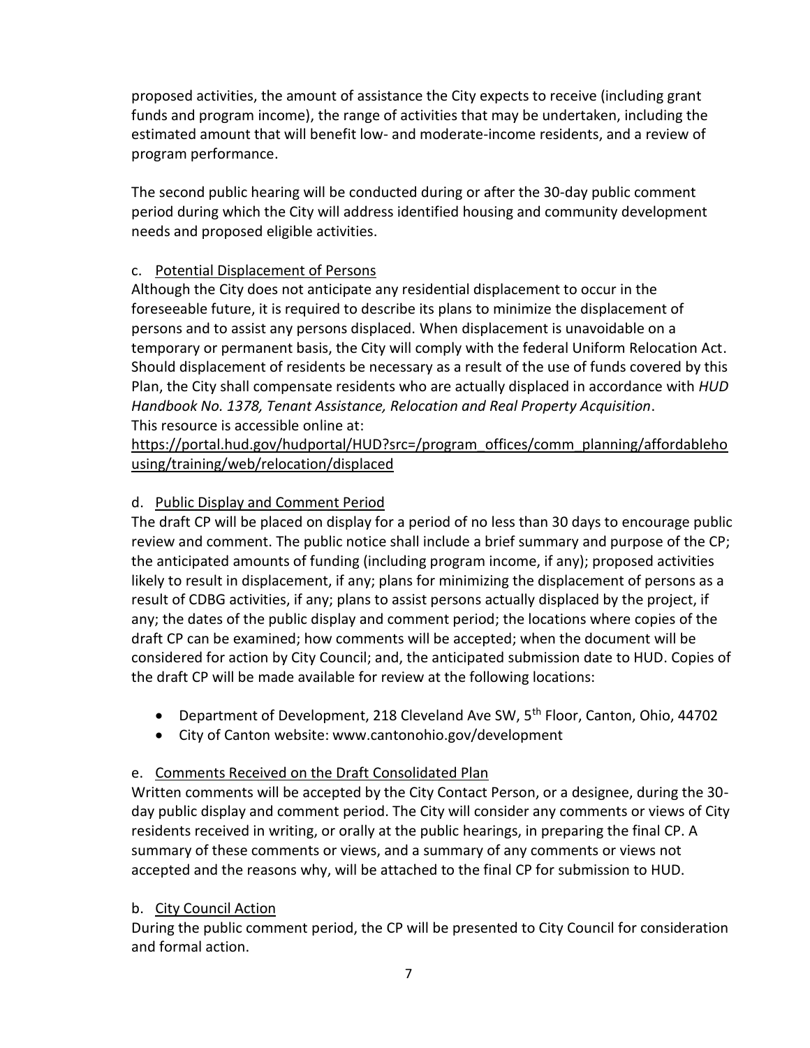proposed activities, the amount of assistance the City expects to receive (including grant funds and program income), the range of activities that may be undertaken, including the estimated amount that will benefit low- and moderate-income residents, and a review of program performance.

The second public hearing will be conducted during or after the 30-day public comment period during which the City will address identified housing and community development needs and proposed eligible activities.

c. <u>Potential Displacement of Persons</u>

Although the City does not anticipate any residential displacement to occur in the foreseeable future, it is required to describe its plans to minimize the displacement of persons and to assist any persons displaced. When displacement is unavoidable on a temporary or permanent basis, the City will comply with the federal Uniform Relocation Act. Should displacement of residents be necessary as a result of the use of funds covered by this Plan, the City shall compensate residents who are actually displaced in accordance with *HUD Handbook No. 1378, Tenant Assistance, Relocation and Real Property Acquisition*.
This resource is accessible online at:
https://portal.hud.gov/hudportal/HUD?src=/program_offices/comm_planning/affordablehousing/training/web/relocation/displaced

d. <u>Public Display and Comment Period</u>

The draft CP will be placed on display for a period of no less than 30 days to encourage public review and comment. The public notice shall include a brief summary and purpose of the CP; the anticipated amounts of funding (including program income, if any); proposed activities likely to result in displacement, if any; plans for minimizing the displacement of persons as a result of CDBG activities, if any; plans to assist persons actually displaced by the project, if any; the dates of the public display and comment period; the locations where copies of the draft CP can be examined; how comments will be accepted; when the document will be considered for action by City Council; and, the anticipated submission date to HUD. Copies of the draft CP will be made available for review at the following locations:

- Department of Development, 218 Cleveland Ave SW, 5th Floor, Canton, Ohio, 44702
- City of Canton website: www.cantonohio.gov/development

e. <u>Comments Received on the Draft Consolidated Plan</u>

Written comments will be accepted by the City Contact Person, or a designee, during the 30-day public display and comment period. The City will consider any comments or views of City residents received in writing, or orally at the public hearings, in preparing the final CP. A summary of these comments or views, and a summary of any comments or views not accepted and the reasons why, will be attached to the final CP for submission to HUD.

b. <u>City Council Action</u>

During the public comment period, the CP will be presented to City Council for consideration and formal action.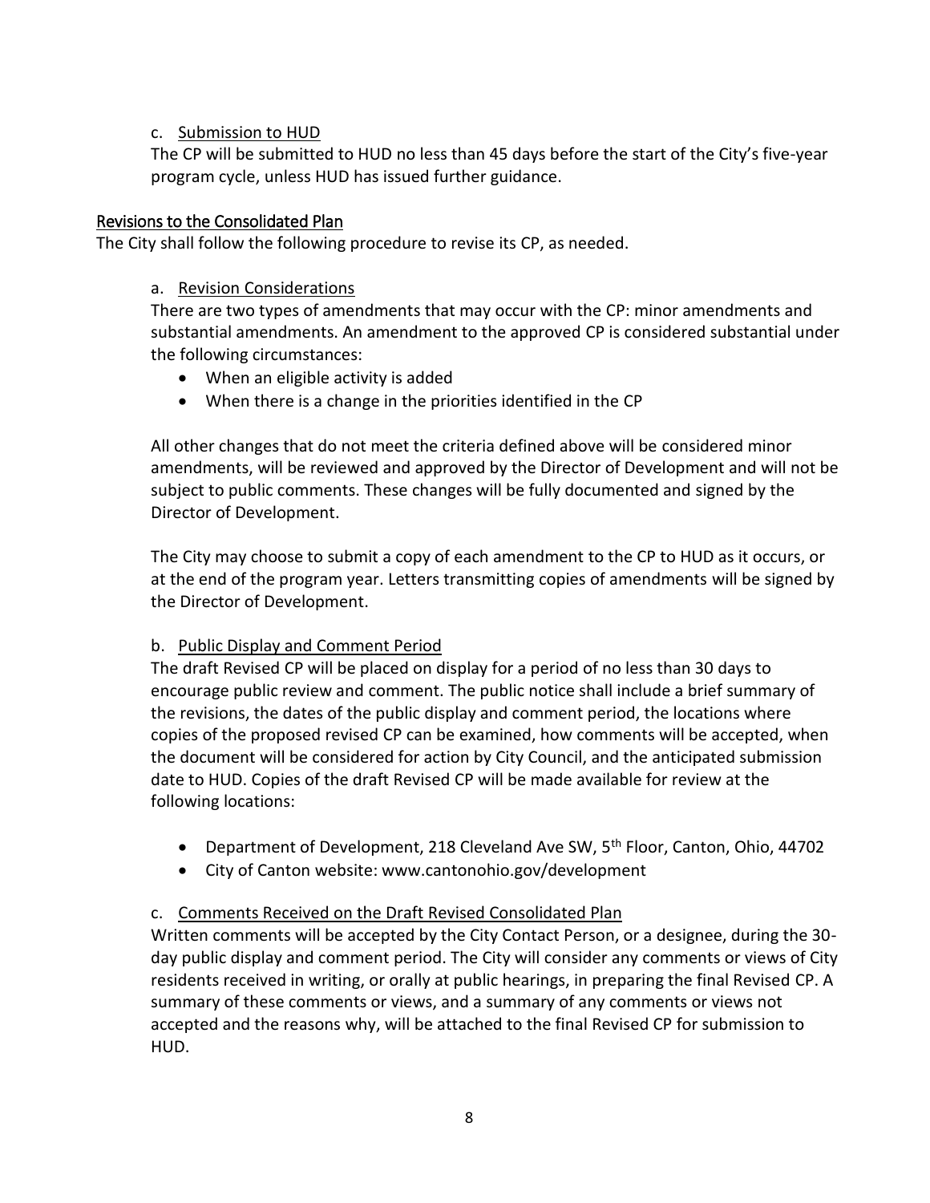c. Submission to HUD

The CP will be submitted to HUD no less than 45 days before the start of the City's five-year program cycle, unless HUD has issued further guidance.

## Revisions to the Consolidated Plan

The City shall follow the following procedure to revise its CP, as needed.

a. Revision Considerations

There are two types of amendments that may occur with the CP: minor amendments and substantial amendments. An amendment to the approved CP is considered substantial under the following circumstances:

- When an eligible activity is added
- When there is a change in the priorities identified in the CP

All other changes that do not meet the criteria defined above will be considered minor amendments, will be reviewed and approved by the Director of Development and will not be subject to public comments. These changes will be fully documented and signed by the Director of Development.

The City may choose to submit a copy of each amendment to the CP to HUD as it occurs, or at the end of the program year. Letters transmitting copies of amendments will be signed by the Director of Development.

b. Public Display and Comment Period

The draft Revised CP will be placed on display for a period of no less than 30 days to encourage public review and comment. The public notice shall include a brief summary of the revisions, the dates of the public display and comment period, the locations where copies of the proposed revised CP can be examined, how comments will be accepted, when the document will be considered for action by City Council, and the anticipated submission date to HUD. Copies of the draft Revised CP will be made available for review at the following locations:

- Department of Development, 218 Cleveland Ave SW, 5th Floor, Canton, Ohio, 44702
- City of Canton website: www.cantonohio.gov/development

c. Comments Received on the Draft Revised Consolidated Plan

Written comments will be accepted by the City Contact Person, or a designee, during the 30-day public display and comment period. The City will consider any comments or views of City residents received in writing, or orally at public hearings, in preparing the final Revised CP. A summary of these comments or views, and a summary of any comments or views not accepted and the reasons why, will be attached to the final Revised CP for submission to HUD.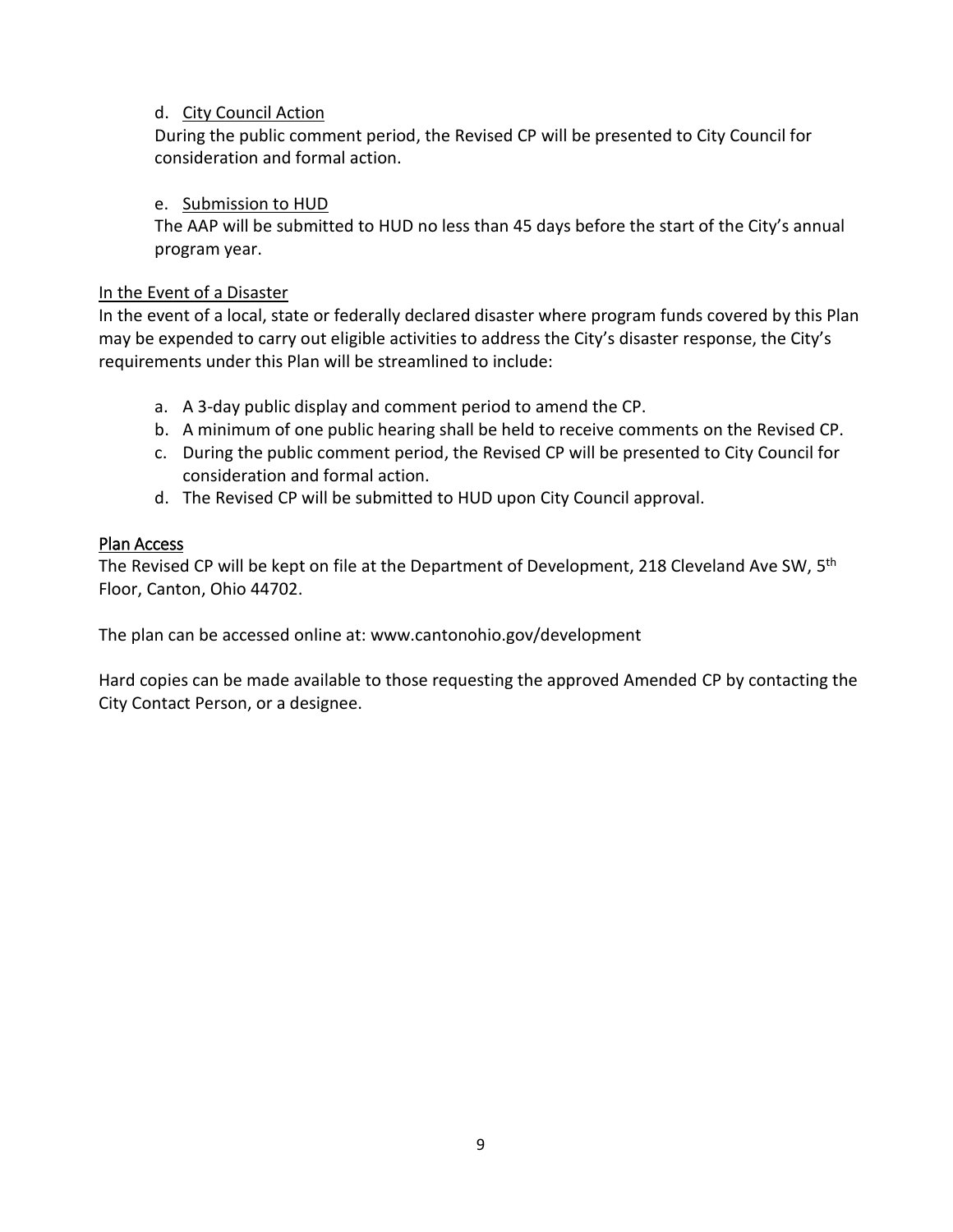d. City Council Action

During the public comment period, the Revised CP will be presented to City Council for consideration and formal action.

e. Submission to HUD

The AAP will be submitted to HUD no less than 45 days before the start of the City's annual program year.

In the Event of a Disaster

In the event of a local, state or federally declared disaster where program funds covered by this Plan may be expended to carry out eligible activities to address the City's disaster response, the City's requirements under this Plan will be streamlined to include:

a. A 3-day public display and comment period to amend the CP.
b. A minimum of one public hearing shall be held to receive comments on the Revised CP.
c. During the public comment period, the Revised CP will be presented to City Council for consideration and formal action.
d. The Revised CP will be submitted to HUD upon City Council approval.

## Plan Access

The Revised CP will be kept on file at the Department of Development, 218 Cleveland Ave SW, 5th Floor, Canton, Ohio 44702.

The plan can be accessed online at: www.cantonohio.gov/development

Hard copies can be made available to those requesting the approved Amended CP by contacting the City Contact Person, or a designee.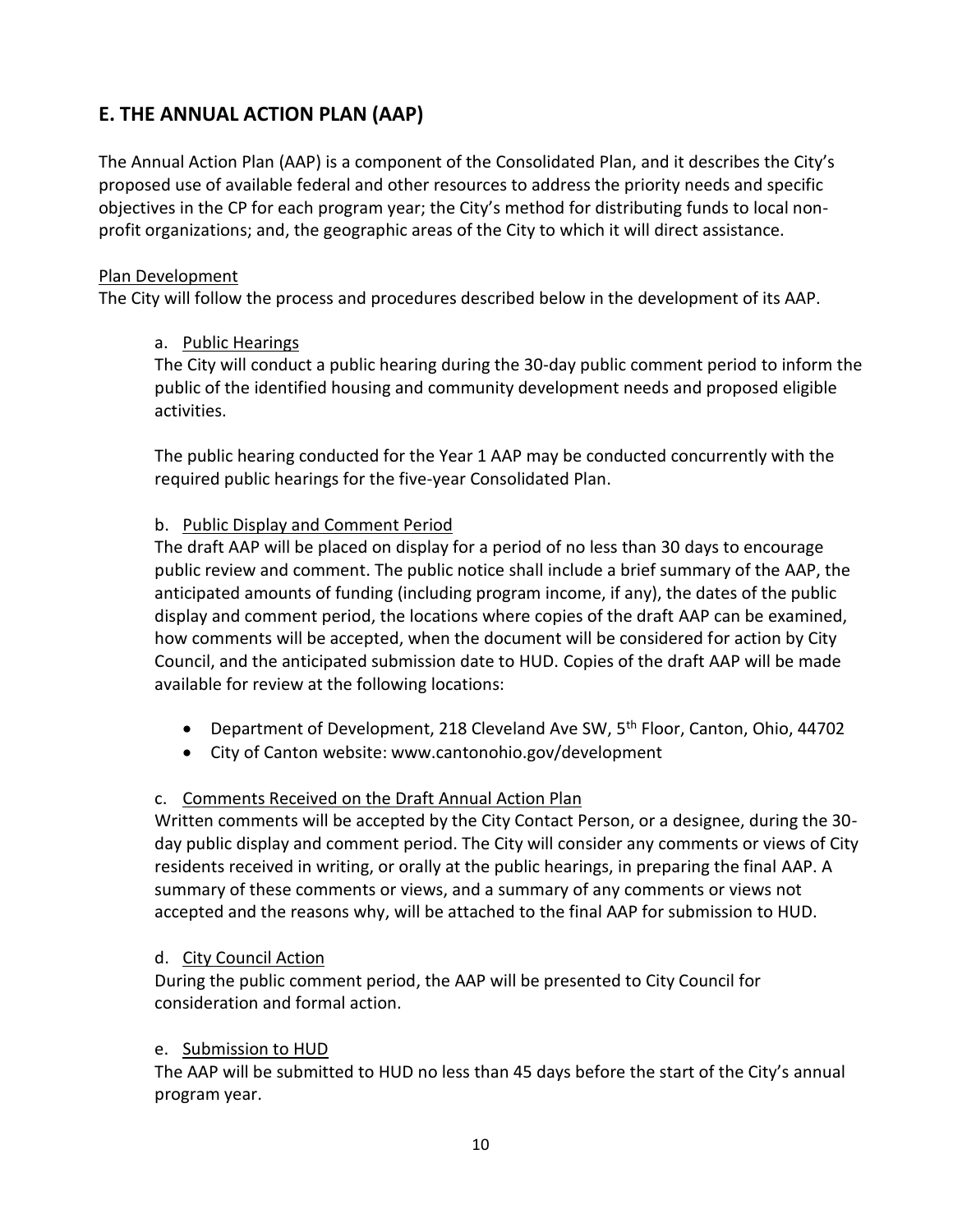## E. THE ANNUAL ACTION PLAN (AAP)

The Annual Action Plan (AAP) is a component of the Consolidated Plan, and it describes the City's proposed use of available federal and other resources to address the priority needs and specific objectives in the CP for each program year; the City's method for distributing funds to local non-profit organizations; and, the geographic areas of the City to which it will direct assistance.

Plan Development

The City will follow the process and procedures described below in the development of its AAP.

a. Public Hearings

The City will conduct a public hearing during the 30-day public comment period to inform the public of the identified housing and community development needs and proposed eligible activities.

The public hearing conducted for the Year 1 AAP may be conducted concurrently with the required public hearings for the five-year Consolidated Plan.

b. Public Display and Comment Period

The draft AAP will be placed on display for a period of no less than 30 days to encourage public review and comment. The public notice shall include a brief summary of the AAP, the anticipated amounts of funding (including program income, if any), the dates of the public display and comment period, the locations where copies of the draft AAP can be examined, how comments will be accepted, when the document will be considered for action by City Council, and the anticipated submission date to HUD. Copies of the draft AAP will be made available for review at the following locations:

- Department of Development, 218 Cleveland Ave SW, 5th Floor, Canton, Ohio, 44702
- City of Canton website: www.cantonohio.gov/development

c. Comments Received on the Draft Annual Action Plan

Written comments will be accepted by the City Contact Person, or a designee, during the 30-day public display and comment period. The City will consider any comments or views of City residents received in writing, or orally at the public hearings, in preparing the final AAP. A summary of these comments or views, and a summary of any comments or views not accepted and the reasons why, will be attached to the final AAP for submission to HUD.

d. City Council Action

During the public comment period, the AAP will be presented to City Council for consideration and formal action.

e. Submission to HUD

The AAP will be submitted to HUD no less than 45 days before the start of the City's annual program year.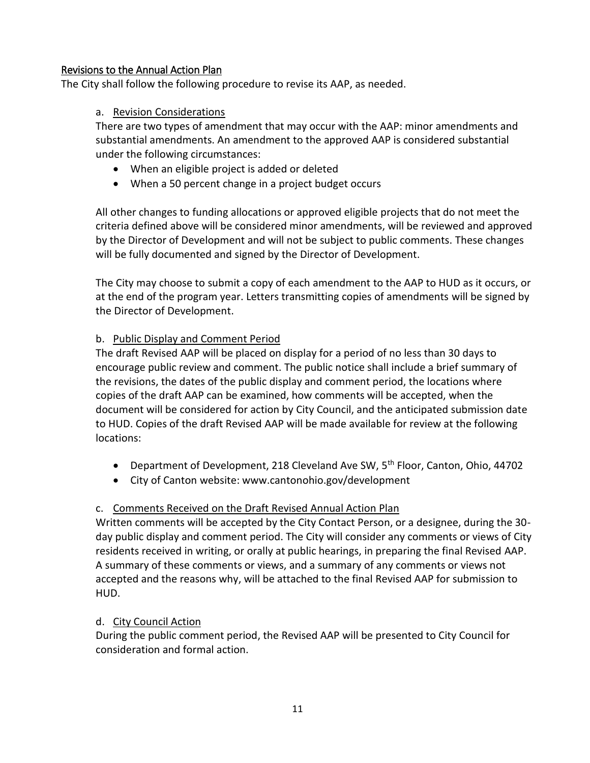## Revisions to the Annual Action Plan

The City shall follow the following procedure to revise its AAP, as needed.

a. Revision Considerations

There are two types of amendment that may occur with the AAP: minor amendments and substantial amendments. An amendment to the approved AAP is considered substantial under the following circumstances:

- When an eligible project is added or deleted
- When a 50 percent change in a project budget occurs

All other changes to funding allocations or approved eligible projects that do not meet the criteria defined above will be considered minor amendments, will be reviewed and approved by the Director of Development and will not be subject to public comments. These changes will be fully documented and signed by the Director of Development.

The City may choose to submit a copy of each amendment to the AAP to HUD as it occurs, or at the end of the program year. Letters transmitting copies of amendments will be signed by the Director of Development.

b. Public Display and Comment Period

The draft Revised AAP will be placed on display for a period of no less than 30 days to encourage public review and comment. The public notice shall include a brief summary of the revisions, the dates of the public display and comment period, the locations where copies of the draft AAP can be examined, how comments will be accepted, when the document will be considered for action by City Council, and the anticipated submission date to HUD. Copies of the draft Revised AAP will be made available for review at the following locations:

- Department of Development, 218 Cleveland Ave SW, 5th Floor, Canton, Ohio, 44702
- City of Canton website: www.cantonohio.gov/development

c. Comments Received on the Draft Revised Annual Action Plan

Written comments will be accepted by the City Contact Person, or a designee, during the 30-day public display and comment period. The City will consider any comments or views of City residents received in writing, or orally at public hearings, in preparing the final Revised AAP. A summary of these comments or views, and a summary of any comments or views not accepted and the reasons why, will be attached to the final Revised AAP for submission to HUD.

d. City Council Action

During the public comment period, the Revised AAP will be presented to City Council for consideration and formal action.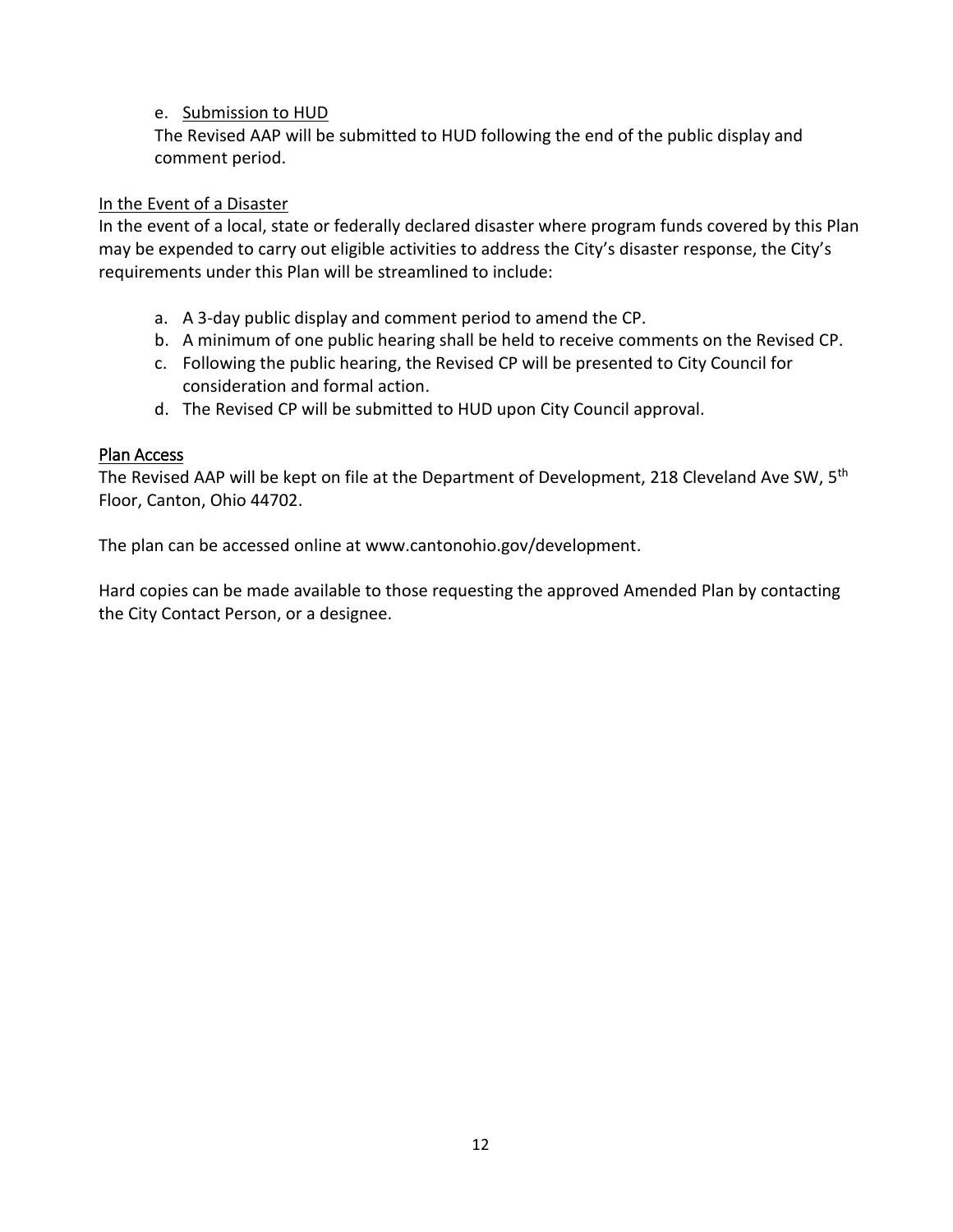e. Submission to HUD

The Revised AAP will be submitted to HUD following the end of the public display and comment period.

In the Event of a Disaster

In the event of a local, state or federally declared disaster where program funds covered by this Plan may be expended to carry out eligible activities to address the City's disaster response, the City's requirements under this Plan will be streamlined to include:

a. A 3-day public display and comment period to amend the CP.
b. A minimum of one public hearing shall be held to receive comments on the Revised CP.
c. Following the public hearing, the Revised CP will be presented to City Council for consideration and formal action.
d. The Revised CP will be submitted to HUD upon City Council approval.

Plan Access

The Revised AAP will be kept on file at the Department of Development, 218 Cleveland Ave SW, 5th Floor, Canton, Ohio 44702.

The plan can be accessed online at www.cantonohio.gov/development.

Hard copies can be made available to those requesting the approved Amended Plan by contacting the City Contact Person, or a designee.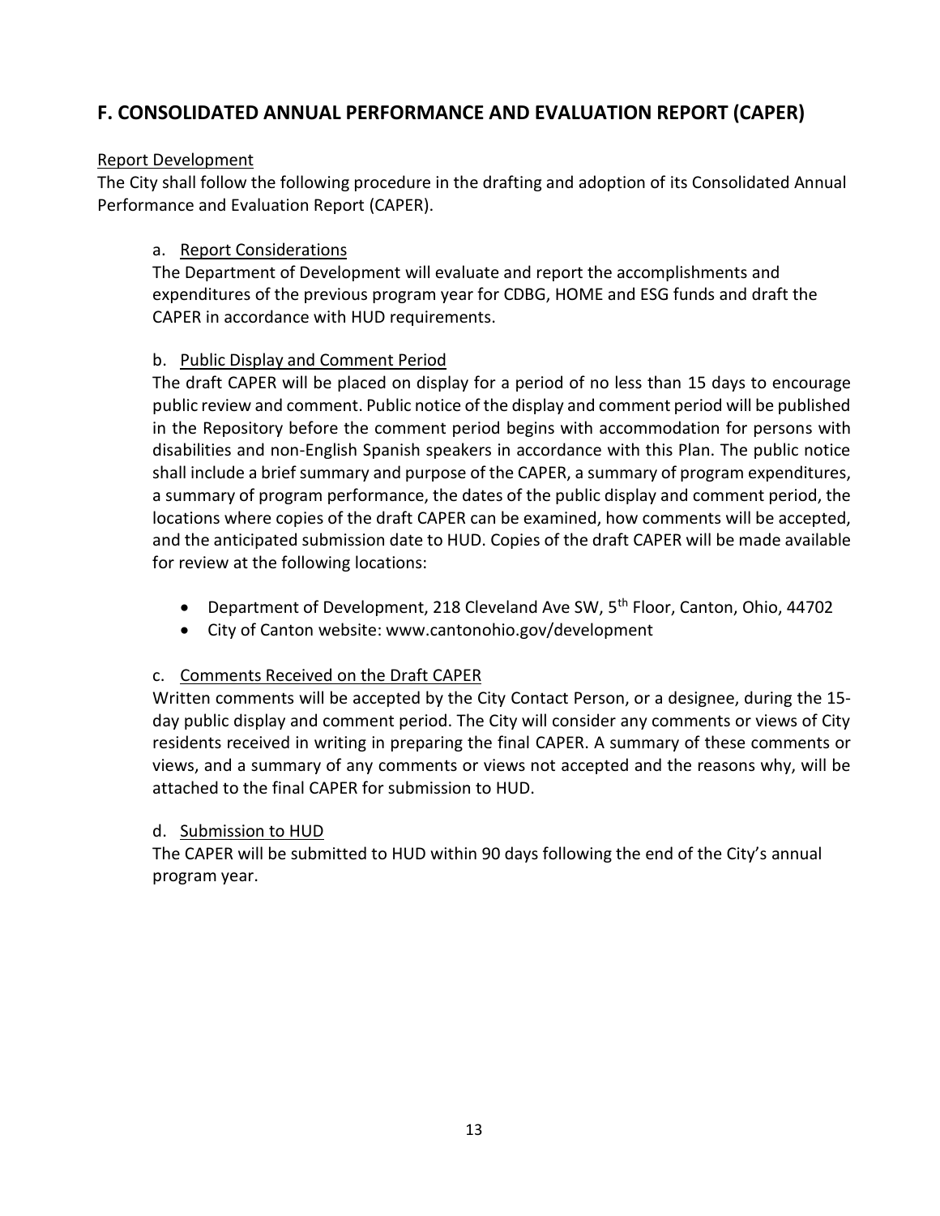## F. CONSOLIDATED ANNUAL PERFORMANCE AND EVALUATION REPORT (CAPER)

Report Development

The City shall follow the following procedure in the drafting and adoption of its Consolidated Annual Performance and Evaluation Report (CAPER).

a. Report Considerations

The Department of Development will evaluate and report the accomplishments and expenditures of the previous program year for CDBG, HOME and ESG funds and draft the CAPER in accordance with HUD requirements.

b. Public Display and Comment Period

The draft CAPER will be placed on display for a period of no less than 15 days to encourage public review and comment. Public notice of the display and comment period will be published in the Repository before the comment period begins with accommodation for persons with disabilities and non-English Spanish speakers in accordance with this Plan. The public notice shall include a brief summary and purpose of the CAPER, a summary of program expenditures, a summary of program performance, the dates of the public display and comment period, the locations where copies of the draft CAPER can be examined, how comments will be accepted, and the anticipated submission date to HUD. Copies of the draft CAPER will be made available for review at the following locations:

- Department of Development, 218 Cleveland Ave SW, 5th Floor, Canton, Ohio, 44702
- City of Canton website: www.cantonohio.gov/development

c. Comments Received on the Draft CAPER

Written comments will be accepted by the City Contact Person, or a designee, during the 15-day public display and comment period. The City will consider any comments or views of City residents received in writing in preparing the final CAPER. A summary of these comments or views, and a summary of any comments or views not accepted and the reasons why, will be attached to the final CAPER for submission to HUD.

d. Submission to HUD

The CAPER will be submitted to HUD within 90 days following the end of the City's annual program year.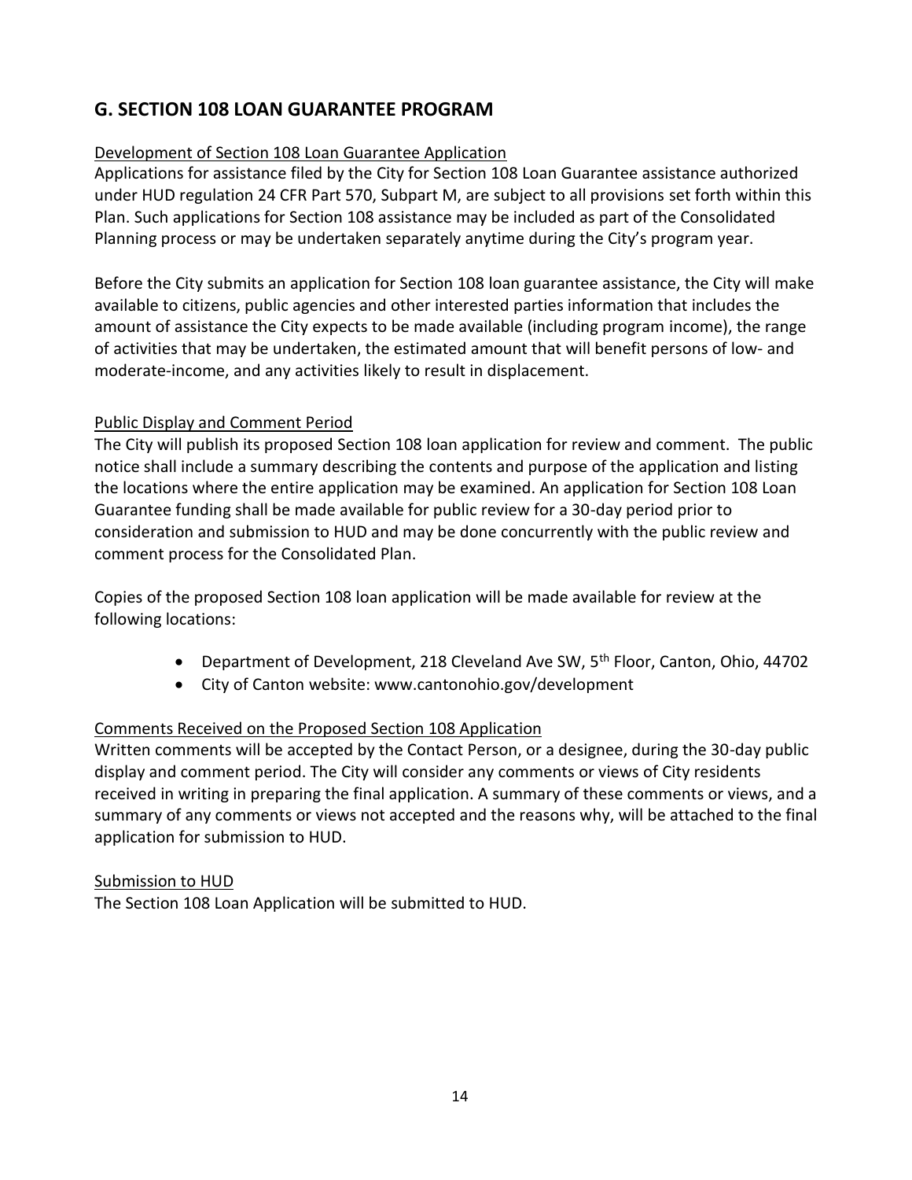## G. SECTION 108 LOAN GUARANTEE PROGRAM

<u>Development of Section 108 Loan Guarantee Application</u>

Applications for assistance filed by the City for Section 108 Loan Guarantee assistance authorized under HUD regulation 24 CFR Part 570, Subpart M, are subject to all provisions set forth within this Plan. Such applications for Section 108 assistance may be included as part of the Consolidated Planning process or may be undertaken separately anytime during the City's program year.

Before the City submits an application for Section 108 loan guarantee assistance, the City will make available to citizens, public agencies and other interested parties information that includes the amount of assistance the City expects to be made available (including program income), the range of activities that may be undertaken, the estimated amount that will benefit persons of low- and moderate-income, and any activities likely to result in displacement.

<u>Public Display and Comment Period</u>

The City will publish its proposed Section 108 loan application for review and comment. The public notice shall include a summary describing the contents and purpose of the application and listing the locations where the entire application may be examined. An application for Section 108 Loan Guarantee funding shall be made available for public review for a 30-day period prior to consideration and submission to HUD and may be done concurrently with the public review and comment process for the Consolidated Plan.

Copies of the proposed Section 108 loan application will be made available for review at the following locations:

- Department of Development, 218 Cleveland Ave SW, 5th Floor, Canton, Ohio, 44702
- City of Canton website: www.cantonohio.gov/development

<u>Comments Received on the Proposed Section 108 Application</u>

Written comments will be accepted by the Contact Person, or a designee, during the 30-day public display and comment period. The City will consider any comments or views of City residents received in writing in preparing the final application. A summary of these comments or views, and a summary of any comments or views not accepted and the reasons why, will be attached to the final application for submission to HUD.

<u>Submission to HUD</u>

The Section 108 Loan Application will be submitted to HUD.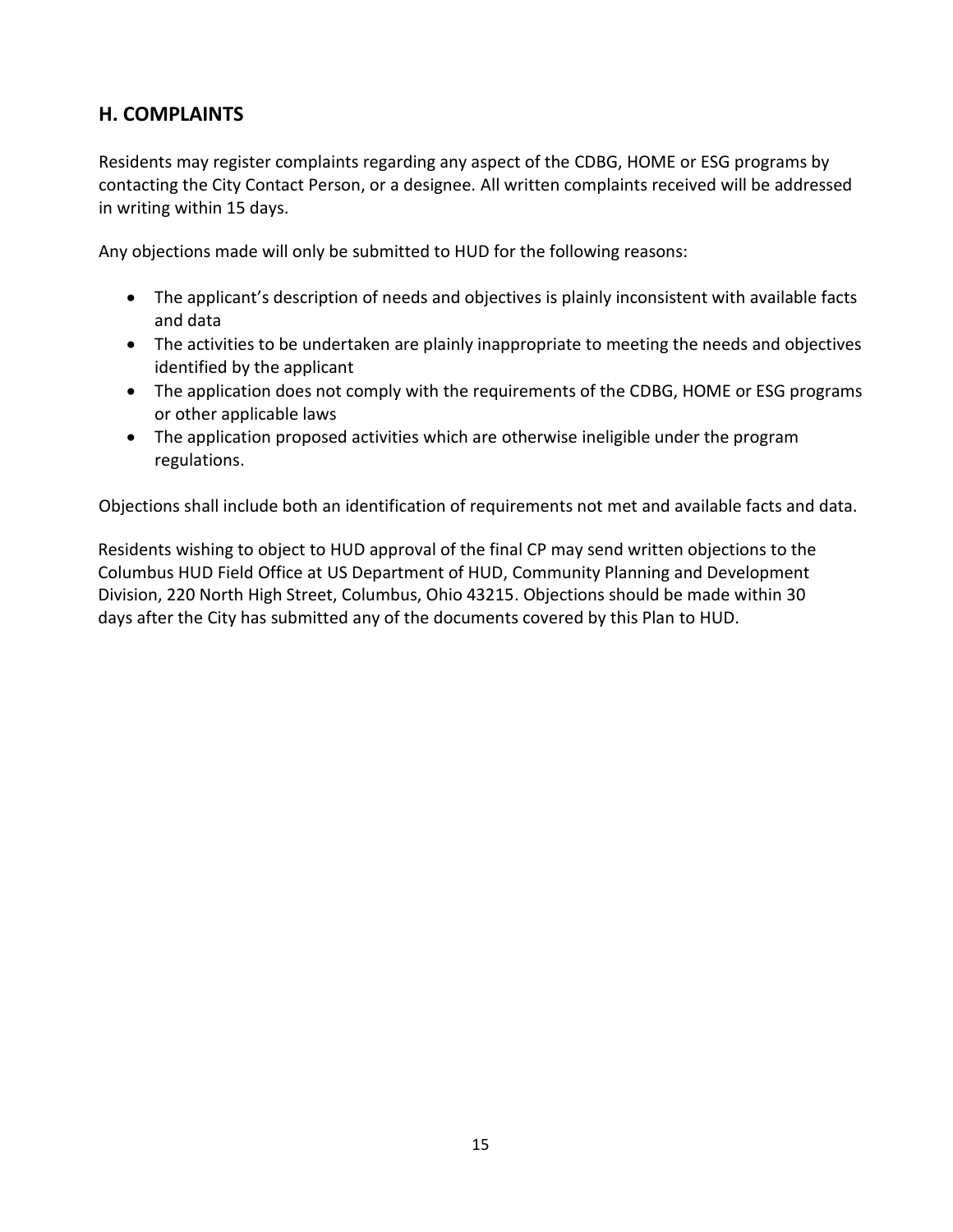## H. COMPLAINTS

Residents may register complaints regarding any aspect of the CDBG, HOME or ESG programs by contacting the City Contact Person, or a designee. All written complaints received will be addressed in writing within 15 days.

Any objections made will only be submitted to HUD for the following reasons:

- The applicant's description of needs and objectives is plainly inconsistent with available facts and data
- The activities to be undertaken are plainly inappropriate to meeting the needs and objectives identified by the applicant
- The application does not comply with the requirements of the CDBG, HOME or ESG programs or other applicable laws
- The application proposed activities which are otherwise ineligible under the program regulations.

Objections shall include both an identification of requirements not met and available facts and data.

Residents wishing to object to HUD approval of the final CP may send written objections to the Columbus HUD Field Office at US Department of HUD, Community Planning and Development Division, 220 North High Street, Columbus, Ohio 43215. Objections should be made within 30 days after the City has submitted any of the documents covered by this Plan to HUD.